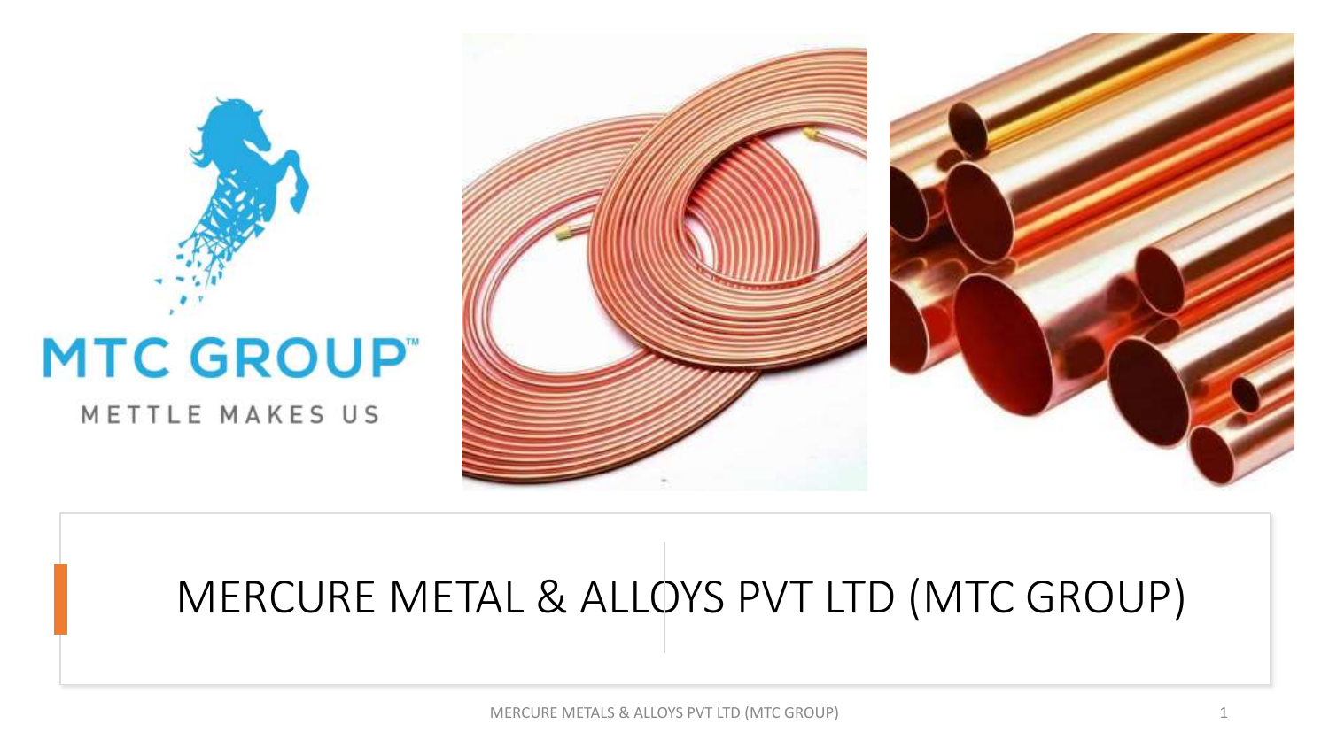MTC GROUP™

METTLE MAKES US

# MERCURE METAL & ALLOYS PVT LTD (MTC GROUP)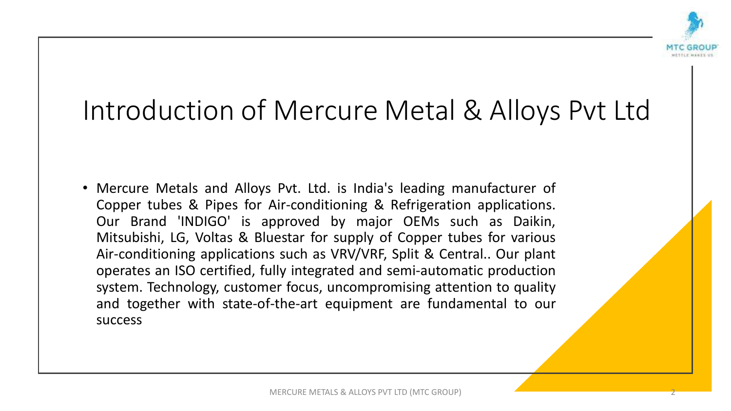# Introduction of Mercure Metal & Alloys Pvt Ltd

- Mercure Metals and Alloys Pvt. Ltd. is India's leading manufacturer of Copper tubes & Pipes for Air-conditioning & Refrigeration applications. Our Brand 'INDIGO' is approved by major OEMs such as Daikin, Mitsubishi, LG, Voltas & Bluestar for supply of Copper tubes for various Air-conditioning applications such as VRV/VRF, Split & Central.. Our plant operates an ISO certified, fully integrated and semi-automatic production system. Technology, customer focus, uncompromising attention to quality and together with state-of-the-art equipment are fundamental to our success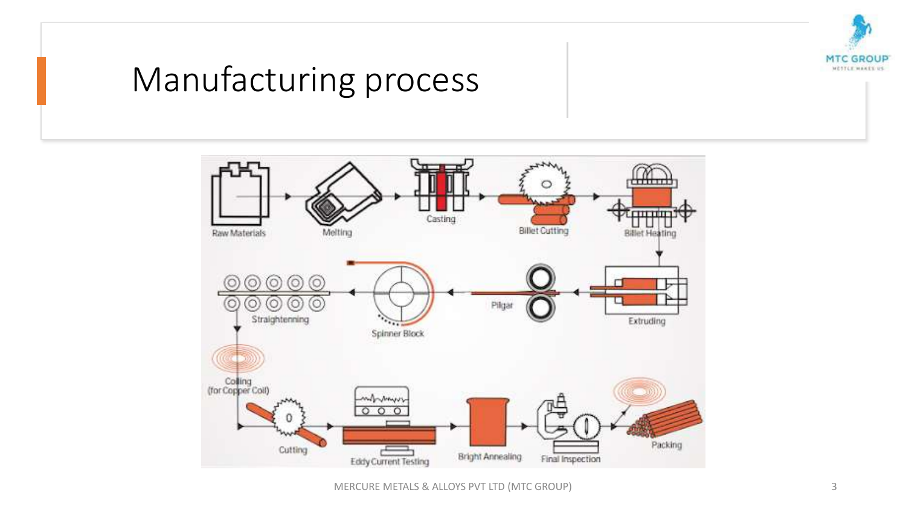# Manufacturing process

Raw Materials → Melting → Casting → Billet Cutting → Billet Heating → Extruding → Pilgar → Spinner Block → Straightenning → Coiling (for Copper Coil) → Cutting → Eddy Current Testing → Bright Annealing → Final Inspection → Packing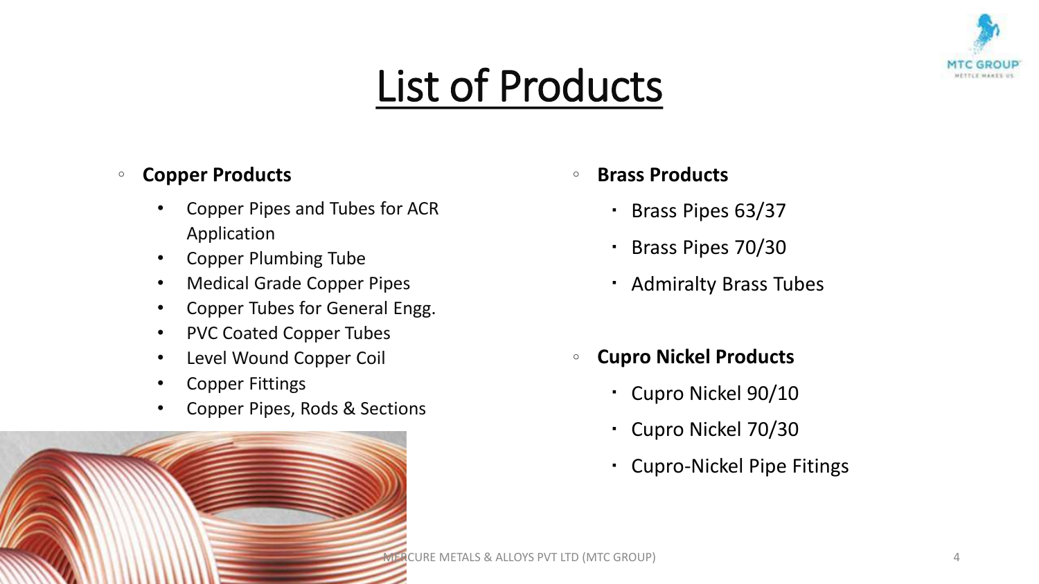# List of Products

- **Copper Products**
  - Copper Pipes and Tubes for ACR Application
  - Copper Plumbing Tube
  - Medical Grade Copper Pipes
  - Copper Tubes for General Engg.
  - PVC Coated Copper Tubes
  - Level Wound Copper Coil
  - Copper Fittings
  - Copper Pipes, Rods & Sections

- **Brass Products**
  - Brass Pipes 63/37
  - Brass Pipes 70/30
  - Admiralty Brass Tubes

- **Cupro Nickel Products**
  - Cupro Nickel 90/10
  - Cupro Nickel 70/30
  - Cupro-Nickel Pipe Fittings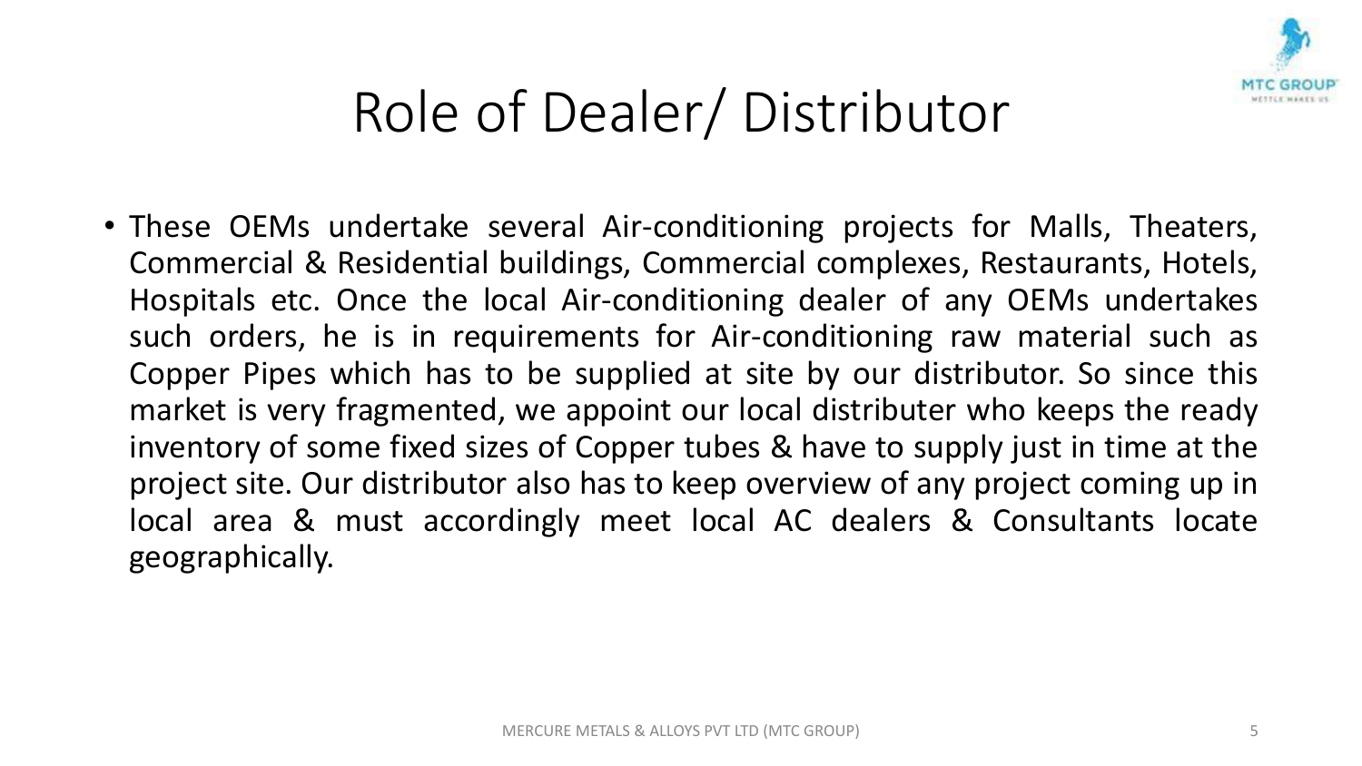# Role of Dealer/ Distributor

- These OEMs undertake several Air-conditioning projects for Malls, Theaters, Commercial & Residential buildings, Commercial complexes, Restaurants, Hotels, Hospitals etc. Once the local Air-conditioning dealer of any OEMs undertakes such orders, he is in requirements for Air-conditioning raw material such as Copper Pipes which has to be supplied at site by our distributor. So since this market is very fragmented, we appoint our local distributer who keeps the ready inventory of some fixed sizes of Copper tubes & have to supply just in time at the project site. Our distributor also has to keep overview of any project coming up in local area & must accordingly meet local AC dealers & Consultants locate geographically.